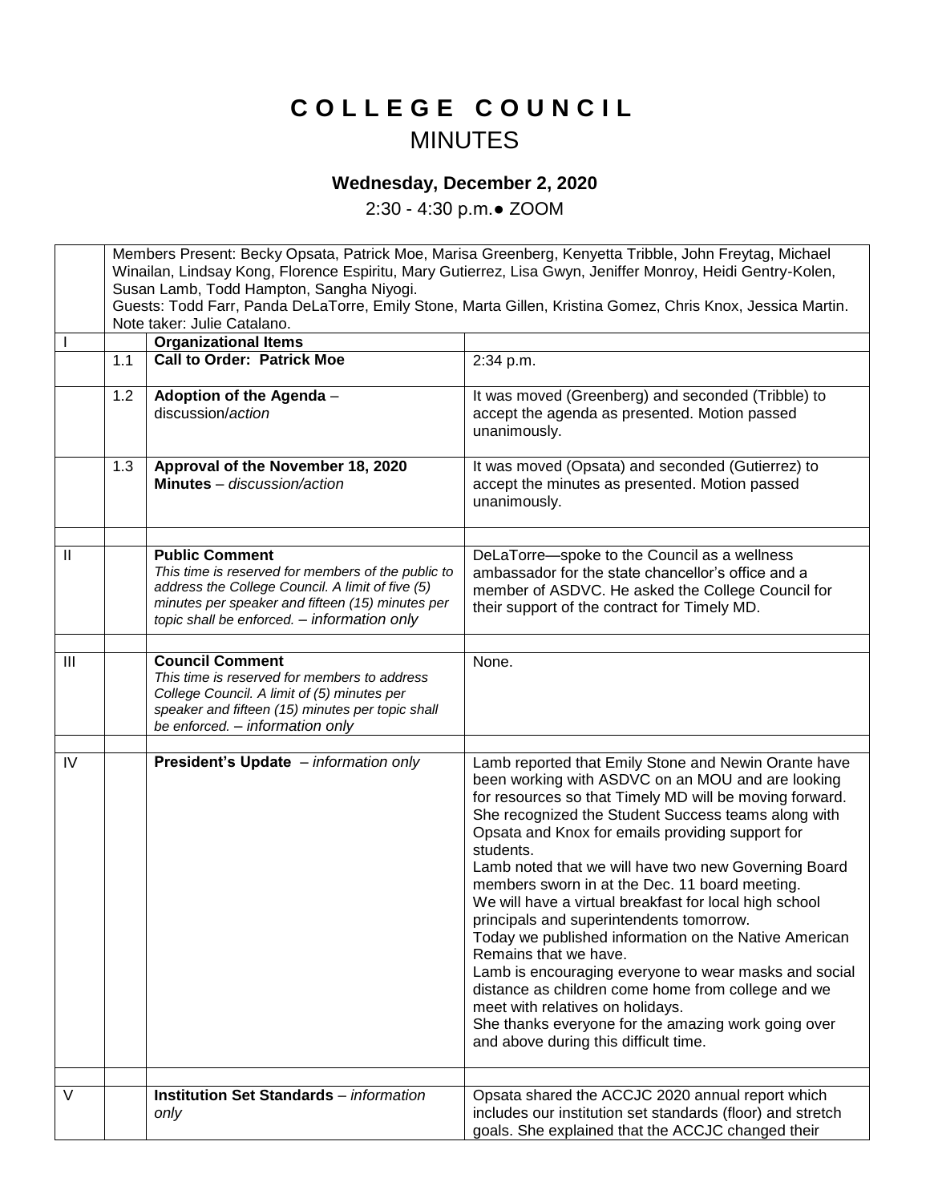# COLLEGE COUNCIL
## MINUTES

### Wednesday, December 2, 2020

2:30 - 4:30 p.m.● ZOOM

| | | | |
|---|---|---|---|
| | Members Present: Becky Opsata, Patrick Moe, Marisa Greenberg, Kenyetta Tribble, John Freytag, Michael Winailan, Lindsay Kong, Florence Espiritu, Mary Gutierrez, Lisa Gwyn, Jeniffer Monroy, Heidi Gentry-Kolen, Susan Lamb, Todd Hampton, Sangha Niyogi.<br>Guests: Todd Farr, Panda DeLaTorre, Emily Stone, Marta Gillen, Kristina Gomez, Chris Knox, Jessica Martin.<br>Note taker: Julie Catalano. | | |
| I | | **Organizational Items** | |
| | 1.1 | **Call to Order: Patrick Moe** | 2:34 p.m. |
| | 1.2 | **Adoption of the Agenda** – discussion/*action* | It was moved (Greenberg) and seconded (Tribble) to accept the agenda as presented. Motion passed unanimously. |
| | 1.3 | **Approval of the November 18, 2020 Minutes** – *discussion/action* | It was moved (Opsata) and seconded (Gutierrez) to accept the minutes as presented. Motion passed unanimously. |
| | | | |
| II | | **Public Comment**<br>*This time is reserved for members of the public to address the College Council. A limit of five (5) minutes per speaker and fifteen (15) minutes per topic shall be enforced. – information only* | DeLaTorre—spoke to the Council as a wellness ambassador for the state chancellor's office and a member of ASDVC. He asked the College Council for their support of the contract for Timely MD. |
| | | | |
| III | | **Council Comment**<br>*This time is reserved for members to address College Council. A limit of (5) minutes per speaker and fifteen (15) minutes per topic shall be enforced. – information only* | None. |
| | | | |
| IV | | **President's Update** – *information only* | Lamb reported that Emily Stone and Newin Orante have been working with ASDVC on an MOU and are looking for resources so that Timely MD will be moving forward. She recognized the Student Success teams along with Opsata and Knox for emails providing support for students.<br>Lamb noted that we will have two new Governing Board members sworn in at the Dec. 11 board meeting.<br>We will have a virtual breakfast for local high school principals and superintendents tomorrow.<br>Today we published information on the Native American Remains that we have.<br>Lamb is encouraging everyone to wear masks and social distance as children come home from college and we meet with relatives on holidays.<br>She thanks everyone for the amazing work going over and above during this difficult time. |
| | | | |
| V | | **Institution Set Standards** – *information only* | Opsata shared the ACCJC 2020 annual report which includes our institution set standards (floor) and stretch goals. She explained that the ACCJC changed their |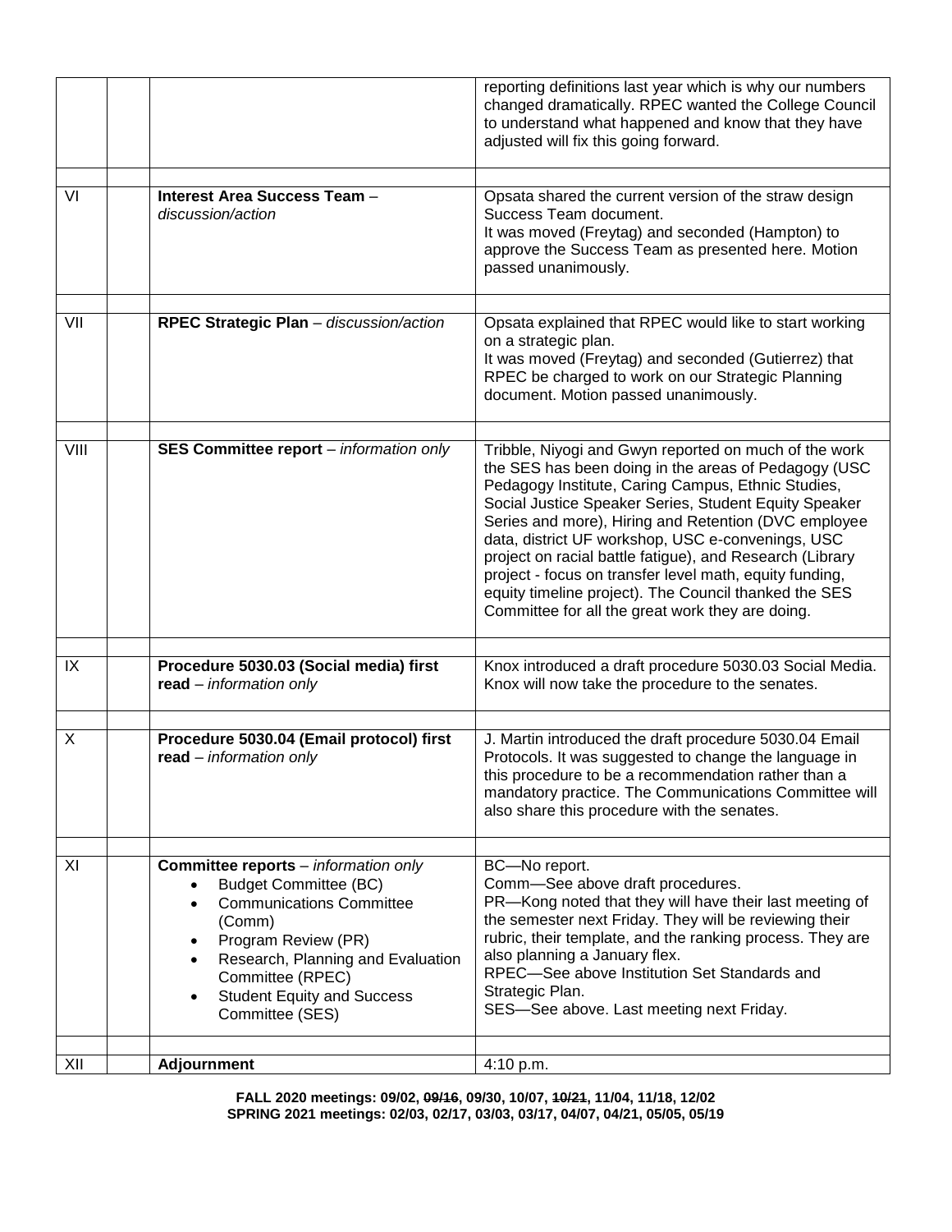| | | | |
|---|---|---|---|
| | | | reporting definitions last year which is why our numbers changed dramatically. RPEC wanted the College Council to understand what happened and know that they have adjusted will fix this going forward. |
| | | | |
| VI | | **Interest Area Success Team** – *discussion/action* | Opsata shared the current version of the straw design Success Team document.<br>It was moved (Freytag) and seconded (Hampton) to approve the Success Team as presented here. Motion passed unanimously. |
| | | | |
| VII | | **RPEC Strategic Plan** – *discussion/action* | Opsata explained that RPEC would like to start working on a strategic plan.<br>It was moved (Freytag) and seconded (Gutierrez) that RPEC be charged to work on our Strategic Planning document. Motion passed unanimously. |
| | | | |
| VIII | | **SES Committee report** – *information only* | Tribble, Niyogi and Gwyn reported on much of the work the SES has been doing in the areas of Pedagogy (USC Pedagogy Institute, Caring Campus, Ethnic Studies, Social Justice Speaker Series, Student Equity Speaker Series and more), Hiring and Retention (DVC employee data, district UF workshop, USC e-convenings, USC project on racial battle fatigue), and Research (Library project - focus on transfer level math, equity funding, equity timeline project). The Council thanked the SES Committee for all the great work they are doing. |
| | | | |
| IX | | **Procedure 5030.03 (Social media) first read** – *information only* | Knox introduced a draft procedure 5030.03 Social Media. Knox will now take the procedure to the senates. |
| | | | |
| X | | **Procedure 5030.04 (Email protocol) first read** – *information only* | J. Martin introduced the draft procedure 5030.04 Email Protocols. It was suggested to change the language in this procedure to be a recommendation rather than a mandatory practice. The Communications Committee will also share this procedure with the senates. |
| | | | |
| XI | | **Committee reports** – *information only*<br>• Budget Committee (BC)<br>• Communications Committee (Comm)<br>• Program Review (PR)<br>• Research, Planning and Evaluation Committee (RPEC)<br>• Student Equity and Success Committee (SES) | BC—No report.<br>Comm—See above draft procedures.<br>PR—Kong noted that they will have their last meeting of the semester next Friday. They will be reviewing their rubric, their template, and the ranking process. They are also planning a January flex.<br>RPEC—See above Institution Set Standards and Strategic Plan.<br>SES—See above. Last meeting next Friday. |
| | | | |
| XII | | **Adjournment** | 4:10 p.m. |

**FALL 2020 meetings: 09/02, ~~09/16~~, 09/30, 10/07, ~~10/21~~, 11/04, 11/18, 12/02**
**SPRING 2021 meetings: 02/03, 02/17, 03/03, 03/17, 04/07, 04/21, 05/05, 05/19**